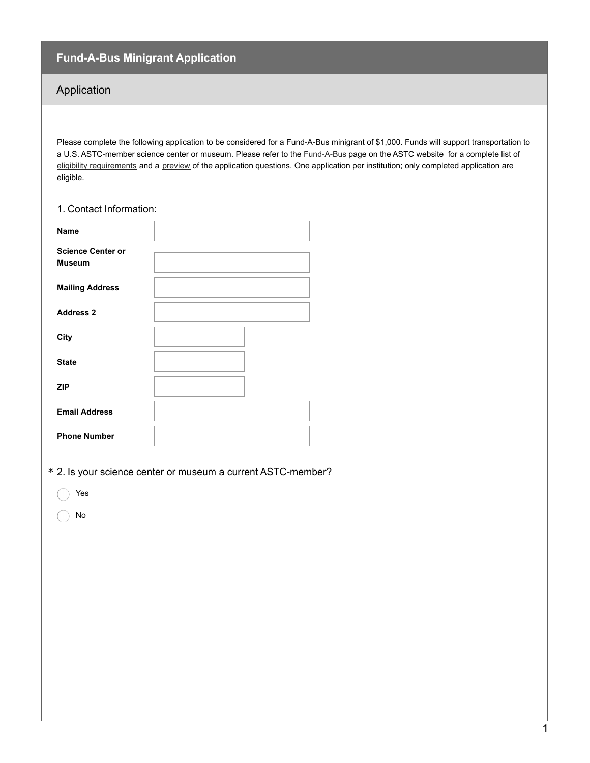# Fund-A-Bus Minigrant Application

## Application

Please complete the following application to be considered for a Fund-A-Bus minigrant of $1,000. Funds will support transportation to a U.S. ASTC-member science center or museum. Please refer to the Fund-A-Bus page on the ASTC website for a complete list of eligibility requirements and a preview of the application questions. One application per institution; only completed application are eligible.

1. Contact Information:

| | |
|---|---|
| **Name** | |
| **Science Center or Museum** | |
| **Mailing Address** | |
| **Address 2** | |
| **City** | |
| **State** | |
| **ZIP** | |
| **Email Address** | |
| **Phone Number** | |

* 2. Is your science center or museum a current ASTC-member?

- ◯ Yes
- ◯ No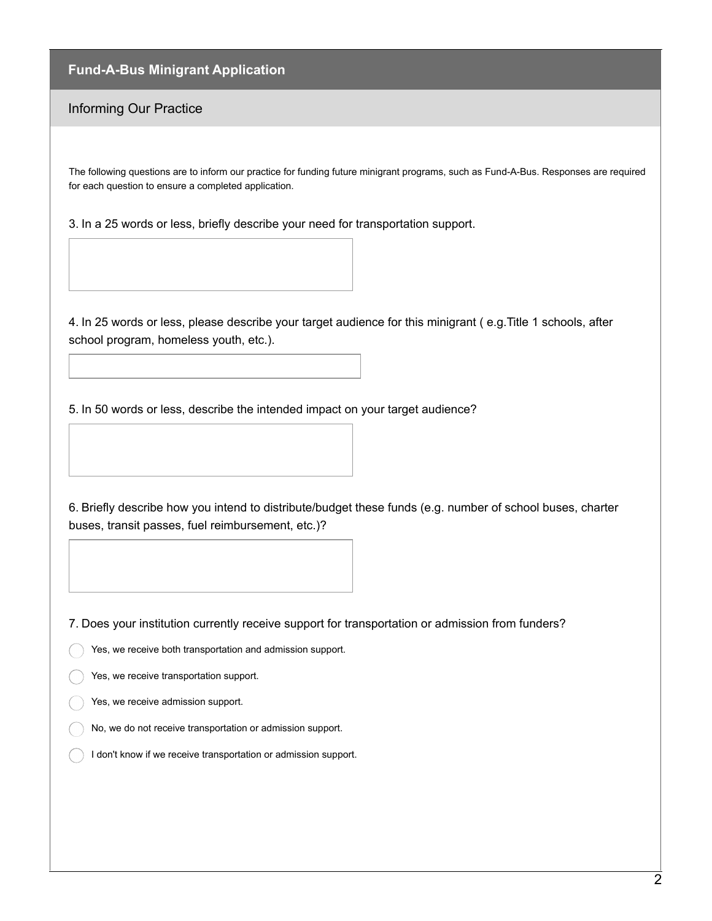## Fund-A-Bus Minigrant Application

### Informing Our Practice

The following questions are to inform our practice for funding future minigrant programs, such as Fund-A-Bus. Responses are required for each question to ensure a completed application.

3. In a 25 words or less, briefly describe your need for transportation support.

4. In 25 words or less, please describe your target audience for this minigrant ( e.g.Title 1 schools, after school program, homeless youth, etc.).

5. In 50 words or less, describe the intended impact on your target audience?

6. Briefly describe how you intend to distribute/budget these funds (e.g. number of school buses, charter buses, transit passes, fuel reimbursement, etc.)?

7. Does your institution currently receive support for transportation or admission from funders?

- ◯ Yes, we receive both transportation and admission support.
- ◯ Yes, we receive transportation support.
- ◯ Yes, we receive admission support.
- ◯ No, we do not receive transportation or admission support.
- ◯ I don't know if we receive transportation or admission support.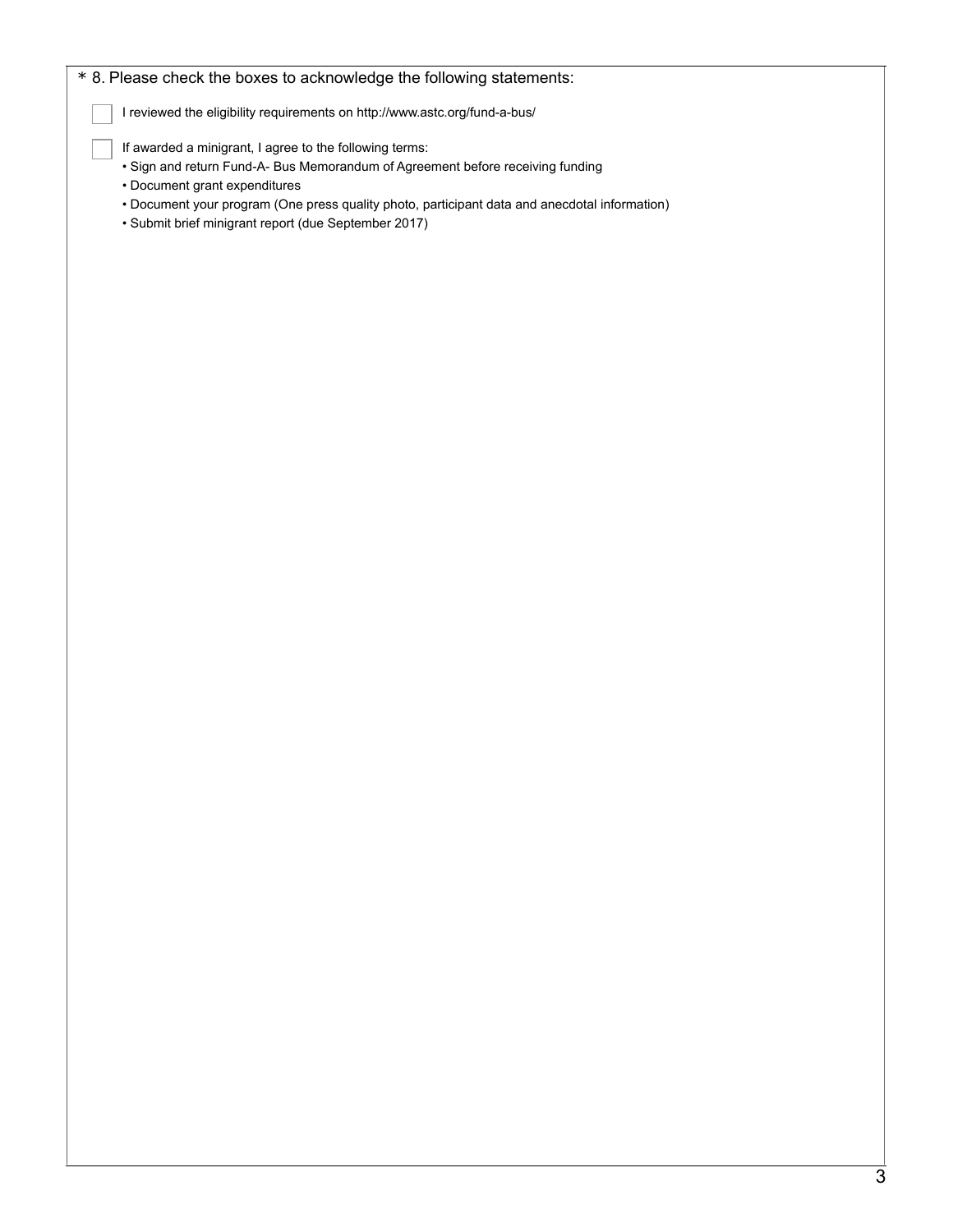\* 8. Please check the boxes to acknowledge the following statements:

- [ ] I reviewed the eligibility requirements on http://www.astc.org/fund-a-bus/
- [ ] If awarded a minigrant, I agree to the following terms:
  - Sign and return Fund-A- Bus Memorandum of Agreement before receiving funding
  - Document grant expenditures
  - Document your program (One press quality photo, participant data and anecdotal information)
  - Submit brief minigrant report (due September 2017)